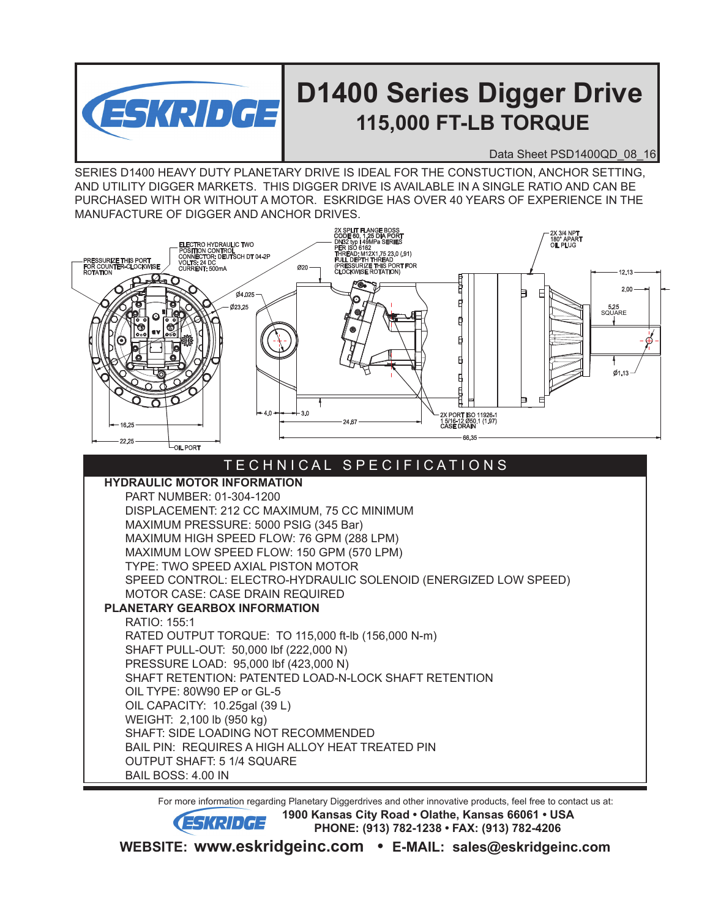# D1400 Series Digger Drive

## 115,000 FT-LB TORQUE

Data Sheet PSD1400QD_08_16

SERIES D1400 HEAVY DUTY PLANETARY DRIVE IS IDEAL FOR THE CONSTUCTION, ANCHOR SETTING, AND UTILITY DIGGER MARKETS. THIS DIGGER DRIVE IS AVAILABLE IN A SINGLE RATIO AND CAN BE PURCHASED WITH OR WITHOUT A MOTOR. ESKRIDGE HAS OVER 40 YEARS OF EXPERIENCE IN THE MANUFACTURE OF DIGGER AND ANCHOR DRIVES.

PRESSURIZE THIS PORT FOR COUNTER-CLOCKWISE ROTATION

ELECTRO HYDRAULIC TWO POSITION CONTROL
CONNECTOR: DEUTSCH DT 04-2P
VOLTS: 24 DC
CURRENT: 500mA

2X SPLIT FLANGE BOSS
CODE 60, 1,25 DIA PORT
DN32 typ [149MPa SERIES
PER ISO 6162
THREAD: M12X1,75 23,0 (,91)
FULL DEPTH THREAD
(PRESSURIZE THIS PORT FOR CLOCKWISE ROTATION)

2X 3/4 NPT
180° APART
OIL PLUG

Ø20
Ø4,025
Ø23,25
12,13
2,00
5,25 SQUARE
Ø1,13
4,0
3,0
24,67
2X PORT ISO 11926-1
1 5/16-12 Ø50,1 (1,97)
CASE DRAIN
66,35
16,25
22,25
OIL PORT

## TECHNICAL SPECIFICATIONS

**HYDRAULIC MOTOR INFORMATION**

- PART NUMBER: 01-304-1200
- DISPLACEMENT: 212 CC MAXIMUM, 75 CC MINIMUM
- MAXIMUM PRESSURE: 5000 PSIG (345 Bar)
- MAXIMUM HIGH SPEED FLOW: 76 GPM (288 LPM)
- MAXIMUM LOW SPEED FLOW: 150 GPM (570 LPM)
- TYPE: TWO SPEED AXIAL PISTON MOTOR
- SPEED CONTROL: ELECTRO-HYDRAULIC SOLENOID (ENERGIZED LOW SPEED)
- MOTOR CASE: CASE DRAIN REQUIRED

**PLANETARY GEARBOX INFORMATION**

- RATIO: 155:1
- RATED OUTPUT TORQUE: TO 115,000 ft-lb (156,000 N-m)
- SHAFT PULL-OUT: 50,000 lbf (222,000 N)
- PRESSURE LOAD: 95,000 lbf (423,000 N)
- SHAFT RETENTION: PATENTED LOAD-N-LOCK SHAFT RETENTION
- OIL TYPE: 80W90 EP or GL-5
- OIL CAPACITY: 10.25gal (39 L)
- WEIGHT: 2,100 lb (950 kg)
- SHAFT: SIDE LOADING NOT RECOMMENDED
- BAIL PIN: REQUIRES A HIGH ALLOY HEAT TREATED PIN
- OUTPUT SHAFT: 5 1/4 SQUARE
- BAIL BOSS: 4.00 IN

For more information regarding Planetary Diggerdrives and other innovative products, feel free to contact us at:

**ESKRIDGE**
**1900 Kansas City Road • Olathe, Kansas 66061 • USA**
**PHONE: (913) 782-1238 • FAX: (913) 782-4206**

**WEBSITE: www.eskridgeinc.com • E-MAIL: sales@eskridgeinc.com**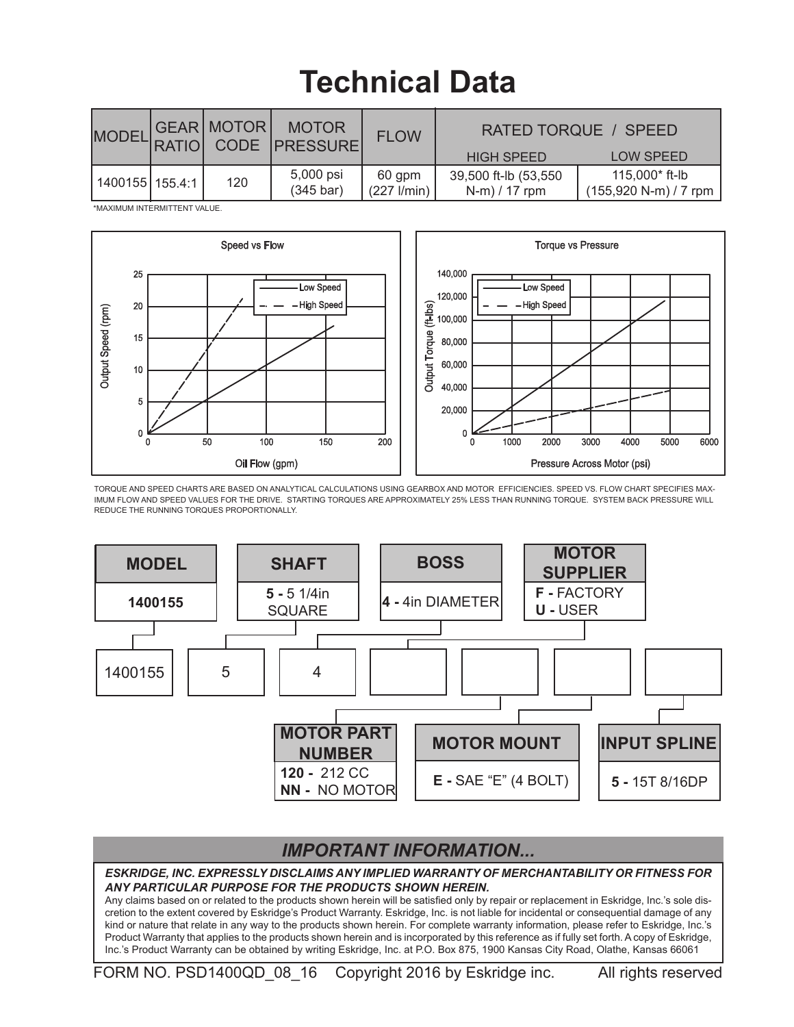# Technical Data

| MODEL | GEAR RATIO | MOTOR CODE | MOTOR PRESSURE | FLOW | RATED TORQUE / SPEED | |
|---|---|---|---|---|---|---|
| | | | | | HIGH SPEED | LOW SPEED |
| 1400155 | 155.4:1 | 120 | 5,000 psi (345 bar) | 60 gpm (227 l/min) | 39,500 ft-lb (53,550 N-m) / 17 rpm | 115,000* ft-lb (155,920 N-m) / 7 rpm |

*MAXIMUM INTERMITTENT VALUE.

Speed vs Flow

Low Speed
High Speed

Output Speed (rpm)

0
5
10
15
20
25

0
50
100
150
200

Oil Flow (gpm)

Torque vs Pressure

Low Speed
High Speed

Output Torque (ft-lbs)

0
20,000
40,000
60,000
80,000
100,000
120,000
140,000

0
1000
2000
3000
4000
5000
6000

Pressure Across Motor (psi)

TORQUE AND SPEED CHARTS ARE BASED ON ANALYTICAL CALCULATIONS USING GEARBOX AND MOTOR EFFICIENCIES. SPEED VS. FLOW CHART SPECIFIES MAXIMUM FLOW AND SPEED VALUES FOR THE DRIVE. STARTING TORQUES ARE APPROXIMATELY 25% LESS THAN RUNNING TORQUE. SYSTEM BACK PRESSURE WILL REDUCE THE RUNNING TORQUES PROPORTIONALLY.

**MODEL**
**1400155**

**SHAFT**
**5 -** 5 1/4in SQUARE

**BOSS**
**4 -** 4in DIAMETER

**MOTOR SUPPLIER**
**F -** FACTORY
**U -** USER

1400155 | 5 | 4 | | | |

**MOTOR PART NUMBER**
**120 -** 212 CC
**NN -** NO MOTOR

**MOTOR MOUNT**
**E -** SAE "E" (4 BOLT)

**INPUT SPLINE**
**5 -** 15T 8/16DP

## *IMPORTANT INFORMATION...*

***ESKRIDGE, INC. EXPRESSLY DISCLAIMS ANY IMPLIED WARRANTY OF MERCHANTABILITY OR FITNESS FOR ANY PARTICULAR PURPOSE FOR THE PRODUCTS SHOWN HEREIN.***

Any claims based on or related to the products shown herein will be satisfied only by repair or replacement in Eskridge, Inc.'s sole discretion to the extent covered by Eskridge's Product Warranty. Eskridge, Inc. is not liable for incidental or consequential damage of any kind or nature that relate in any way to the products shown herein. For complete warranty information, please refer to Eskridge, Inc.'s Product Warranty that applies to the products shown herein and is incorporated by this reference as if fully set forth. A copy of Eskridge, Inc.'s Product Warranty can be obtained by writing Eskridge, Inc. at P.O. Box 875, 1900 Kansas City Road, Olathe, Kansas 66061

FORM NO. PSD1400QD_08_16 Copyright 2016 by Eskridge inc. All rights reserved